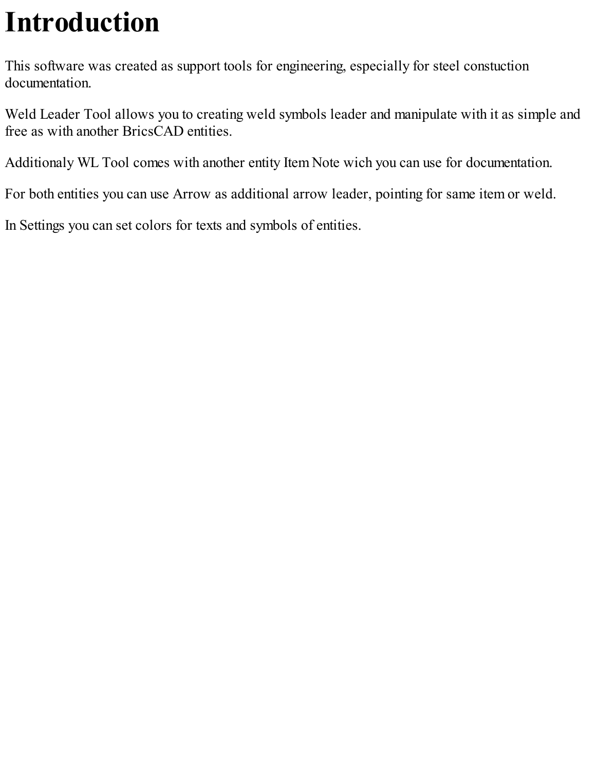# Introduction

This software was created as support tools for engineering, especially for steel constuction documentation.

Weld Leader Tool allows you to creating weld symbols leader and manipulate with it as simple and free as with another BricsCAD entities.

Additionaly WL Tool comes with another entity Item Note wich you can use for documentation.

For both entities you can use Arrow as additional arrow leader, pointing for same item or weld.

In Settings you can set colors for texts and symbols of entities.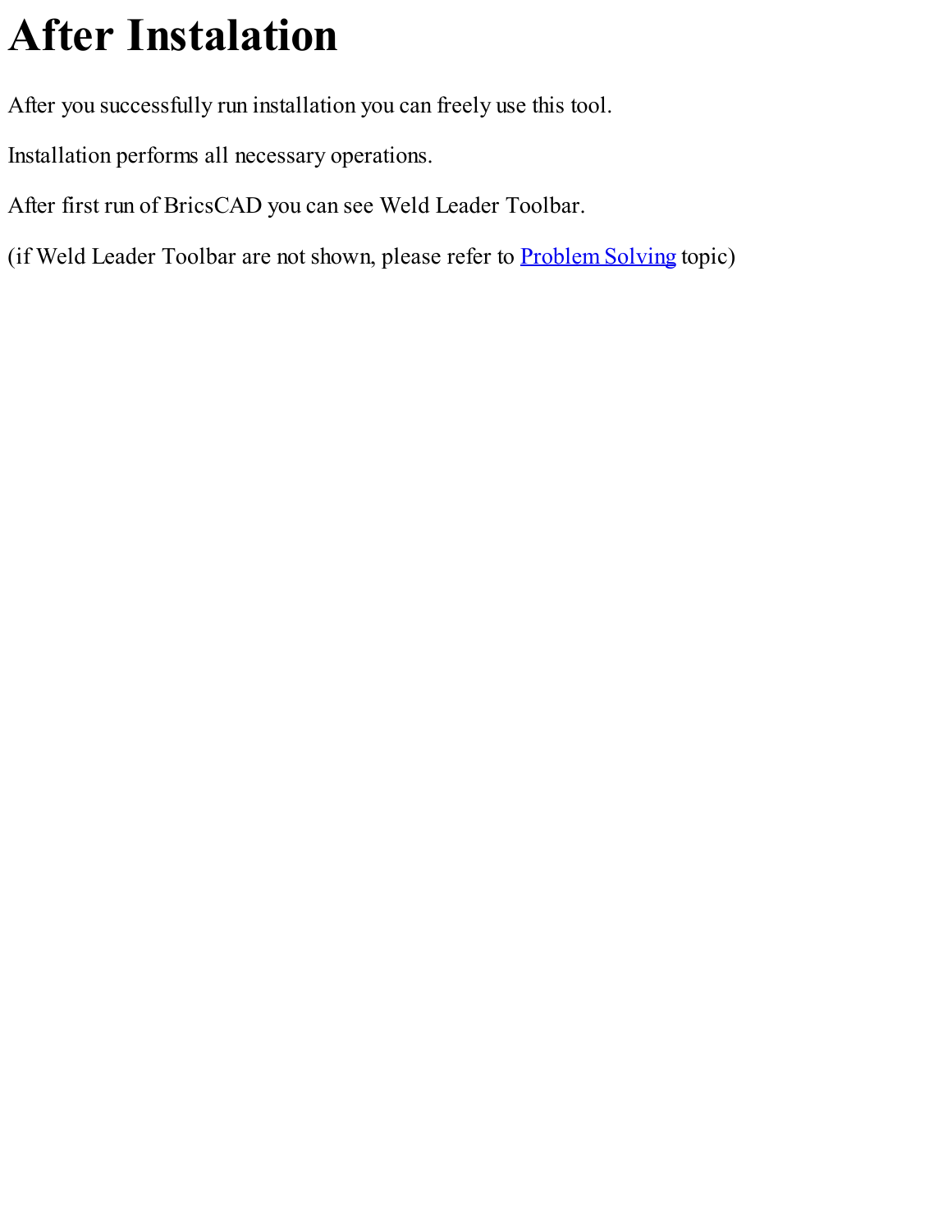# After Instalation

After you successfully run installation you can freely use this tool.

Installation performs all necessary operations.

After first run of BricsCAD you can see Weld Leader Toolbar.

(if Weld Leader Toolbar are not shown, please refer to Problem Solving topic)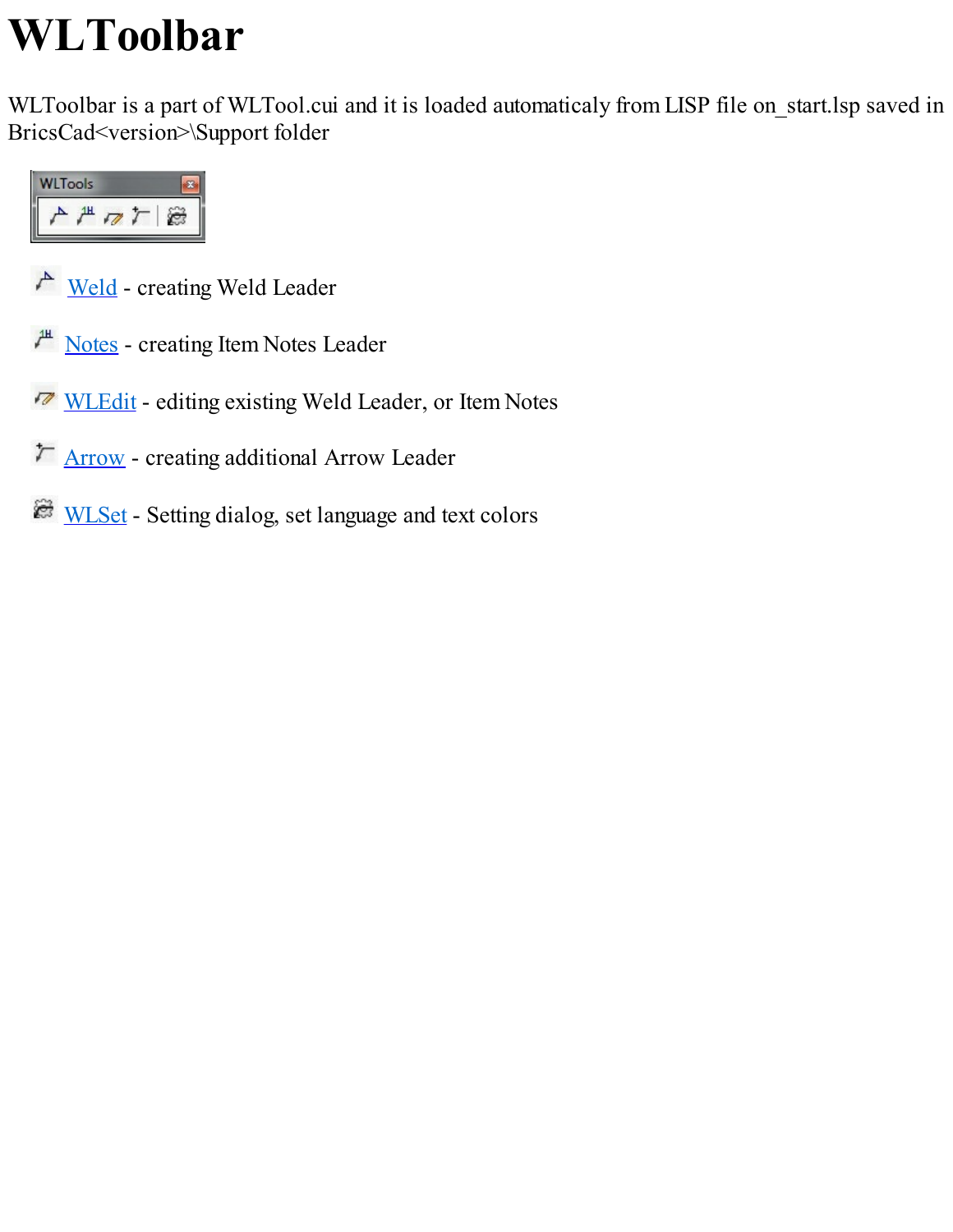# WLToolbar

WLToolbar is a part of WLTool.cui and it is loaded automaticaly from LISP file on_start.lsp saved in BricsCad<version>\Support folder

Weld - creating Weld Leader

Notes - creating Item Notes Leader

WLEdit - editing existing Weld Leader, or Item Notes

Arrow - creating additional Arrow Leader

WLSet - Setting dialog, set language and text colors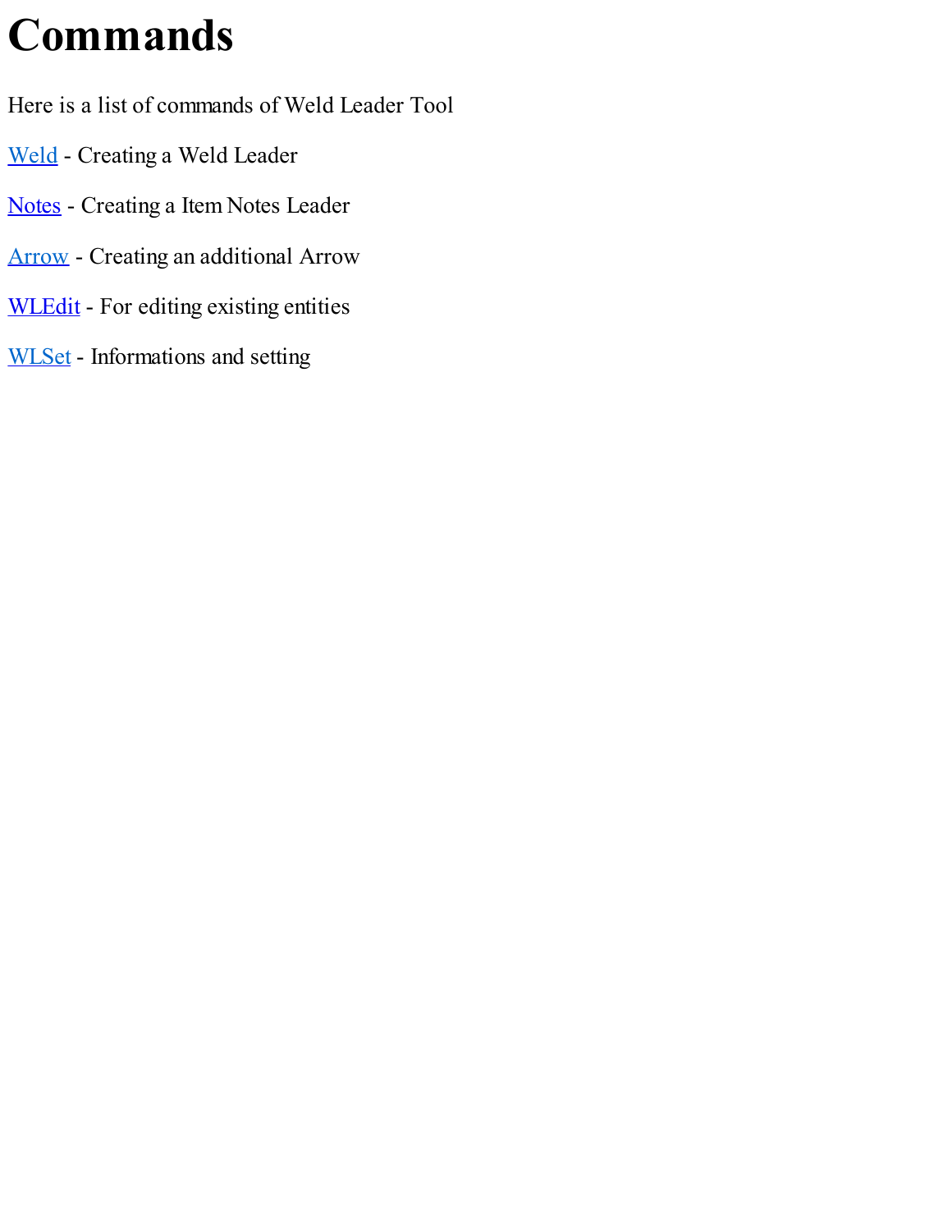# Commands

Here is a list of commands of Weld Leader Tool

Weld - Creating a Weld Leader

Notes - Creating a Item Notes Leader

Arrow - Creating an additional Arrow

WLEdit - For editing existing entities

WLSet - Informations and setting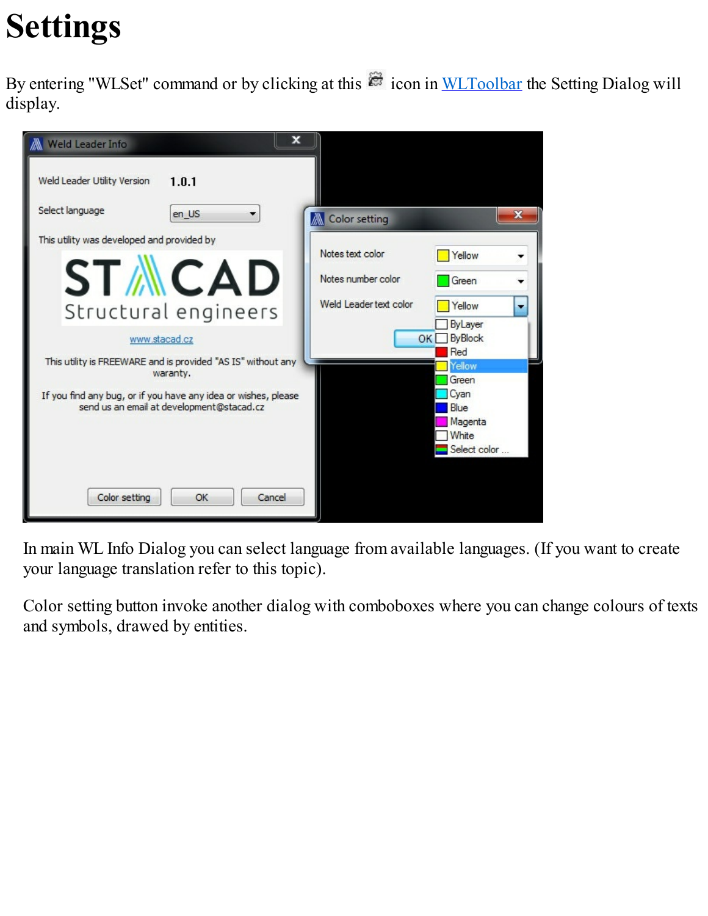# Settings

By entering "WLSet" command or by clicking at this icon in WLToolbar the Setting Dialog will display.

In main WL Info Dialog you can select language from available languages. (If you want to create your language translation refer to this topic).

Color setting button invoke another dialog with comboboxes where you can change colours of texts and symbols, drawed by entities.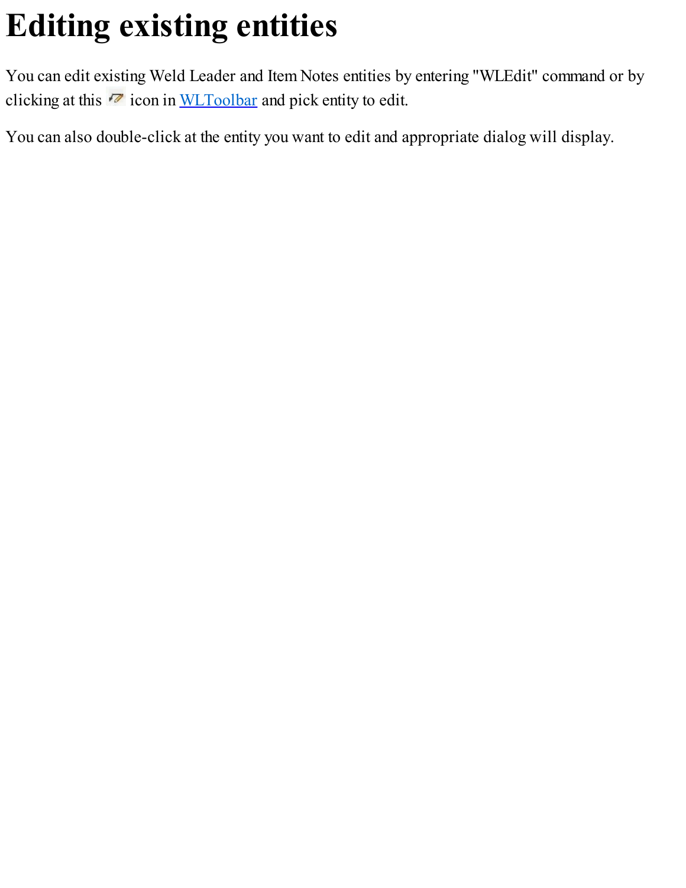# Editing existing entities

You can edit existing Weld Leader and Item Notes entities by entering "WLEdit" command or by clicking at this icon in WLToolbar and pick entity to edit.

You can also double-click at the entity you want to edit and appropriate dialog will display.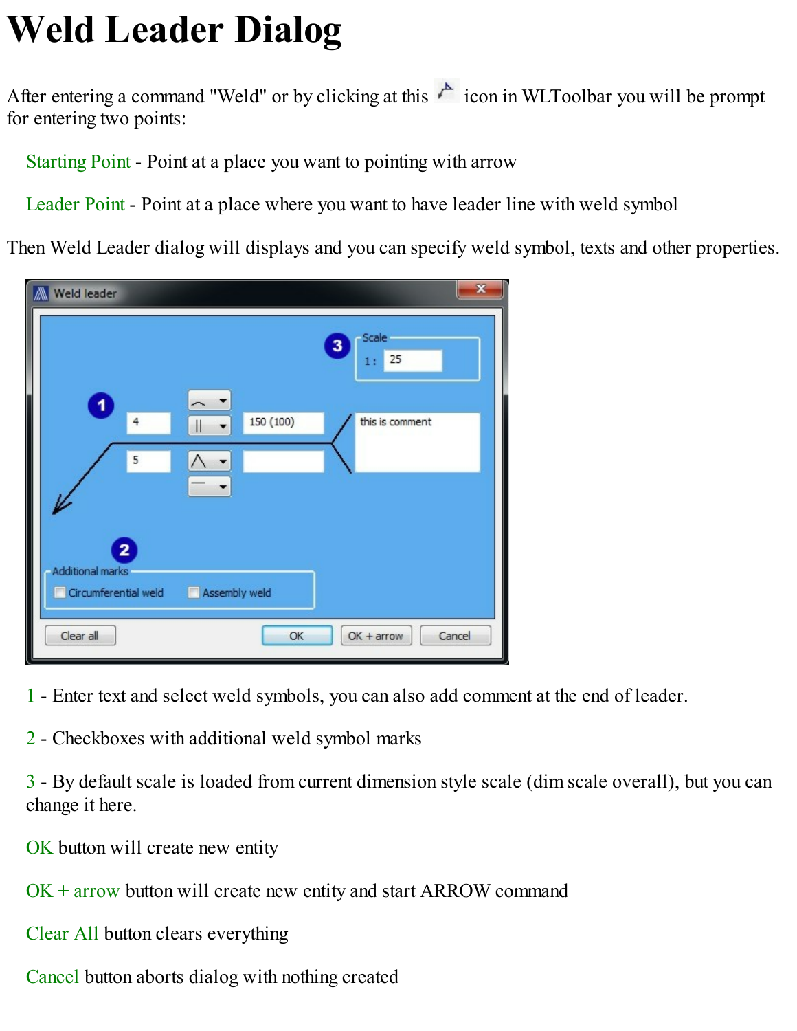# Weld Leader Dialog

After entering a command "Weld" or by clicking at this icon in WLToolbar you will be prompt for entering two points:

Starting Point - Point at a place you want to pointing with arrow

Leader Point - Point at a place where you want to have leader line with weld symbol

Then Weld Leader dialog will displays and you can specify weld symbol, texts and other properties.

1 - Enter text and select weld symbols, you can also add comment at the end of leader.

2 - Checkboxes with additional weld symbol marks

3 - By default scale is loaded from current dimension style scale (dim scale overall), but you can change it here.

OK button will create new entity

OK + arrow button will create new entity and start ARROW command

Clear All button clears everything

Cancel button aborts dialog with nothing created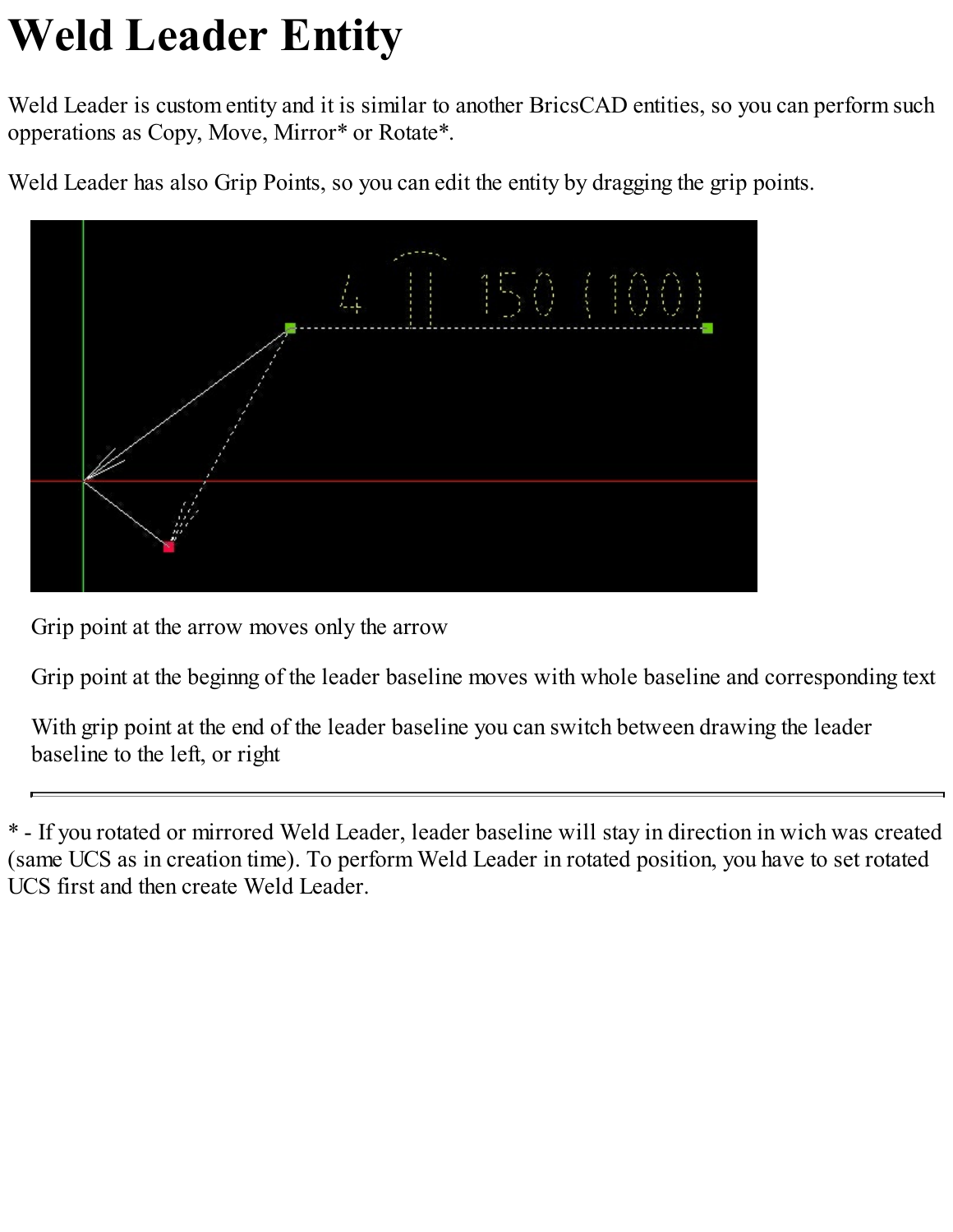# Weld Leader Entity

Weld Leader is custom entity and it is similar to another BricsCAD entities, so you can perform such opperations as Copy, Move, Mirror* or Rotate*.

Weld Leader has also Grip Points, so you can edit the entity by dragging the grip points.

Grip point at the arrow moves only the arrow

Grip point at the beginng of the leader baseline moves with whole baseline and corresponding text

With grip point at the end of the leader baseline you can switch between drawing the leader baseline to the left, or right

---

* - If you rotated or mirrored Weld Leader, leader baseline will stay in direction in wich was created (same UCS as in creation time). To perform Weld Leader in rotated position, you have to set rotated UCS first and then create Weld Leader.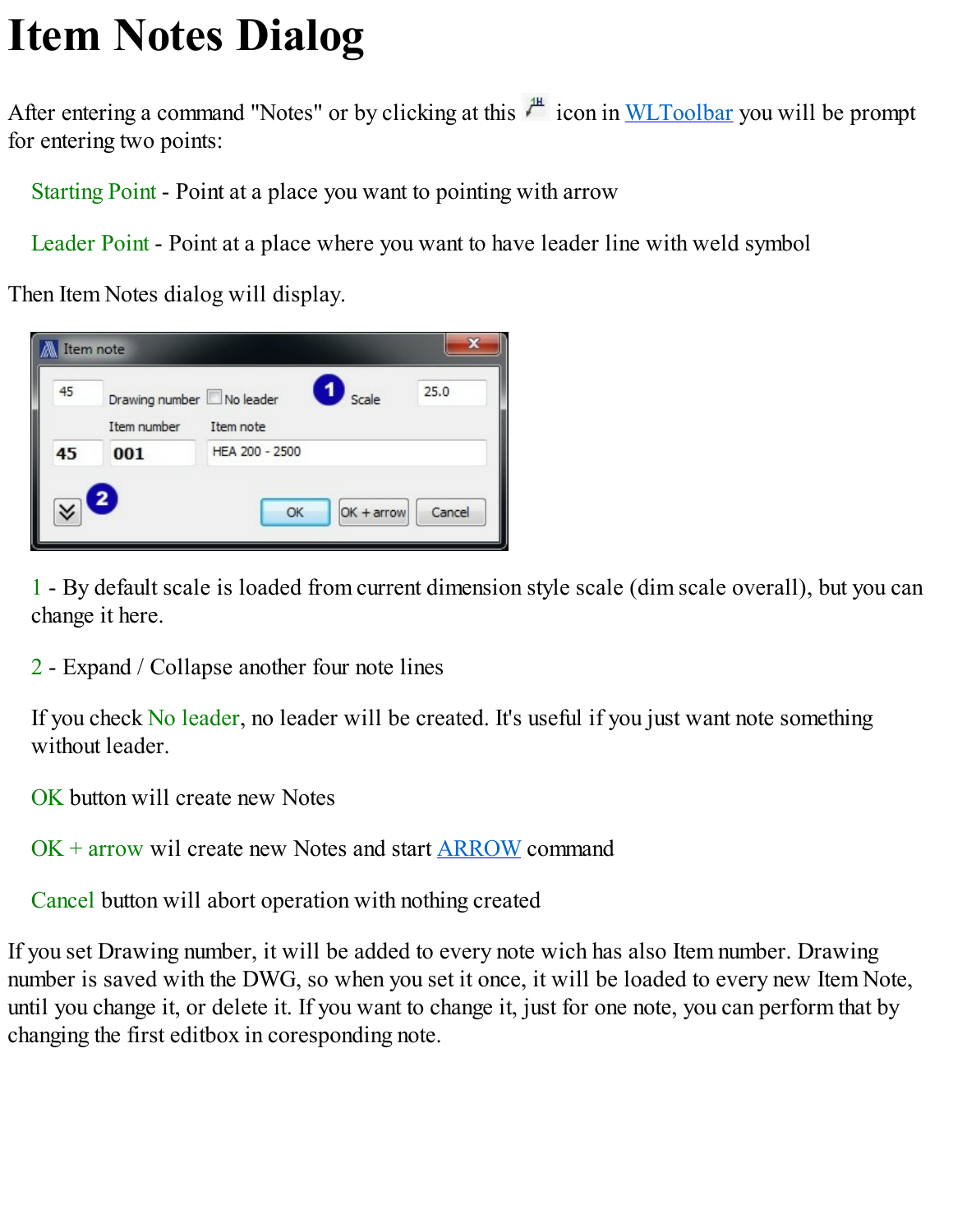# Item Notes Dialog

After entering a command "Notes" or by clicking at this icon in WLToolbar you will be prompt for entering two points:

Starting Point - Point at a place you want to pointing with arrow

Leader Point - Point at a place where you want to have leader line with weld symbol

Then Item Notes dialog will display.

1 - By default scale is loaded from current dimension style scale (dim scale overall), but you can change it here.

2 - Expand / Collapse another four note lines

If you check No leader, no leader will be created. It's useful if you just want note something without leader.

OK button will create new Notes

OK + arrow wil create new Notes and start ARROW command

Cancel button will abort operation with nothing created

If you set Drawing number, it will be added to every note wich has also Item number. Drawing number is saved with the DWG, so when you set it once, it will be loaded to every new Item Note, until you change it, or delete it. If you want to change it, just for one note, you can perform that by changing the first editbox in coresponding note.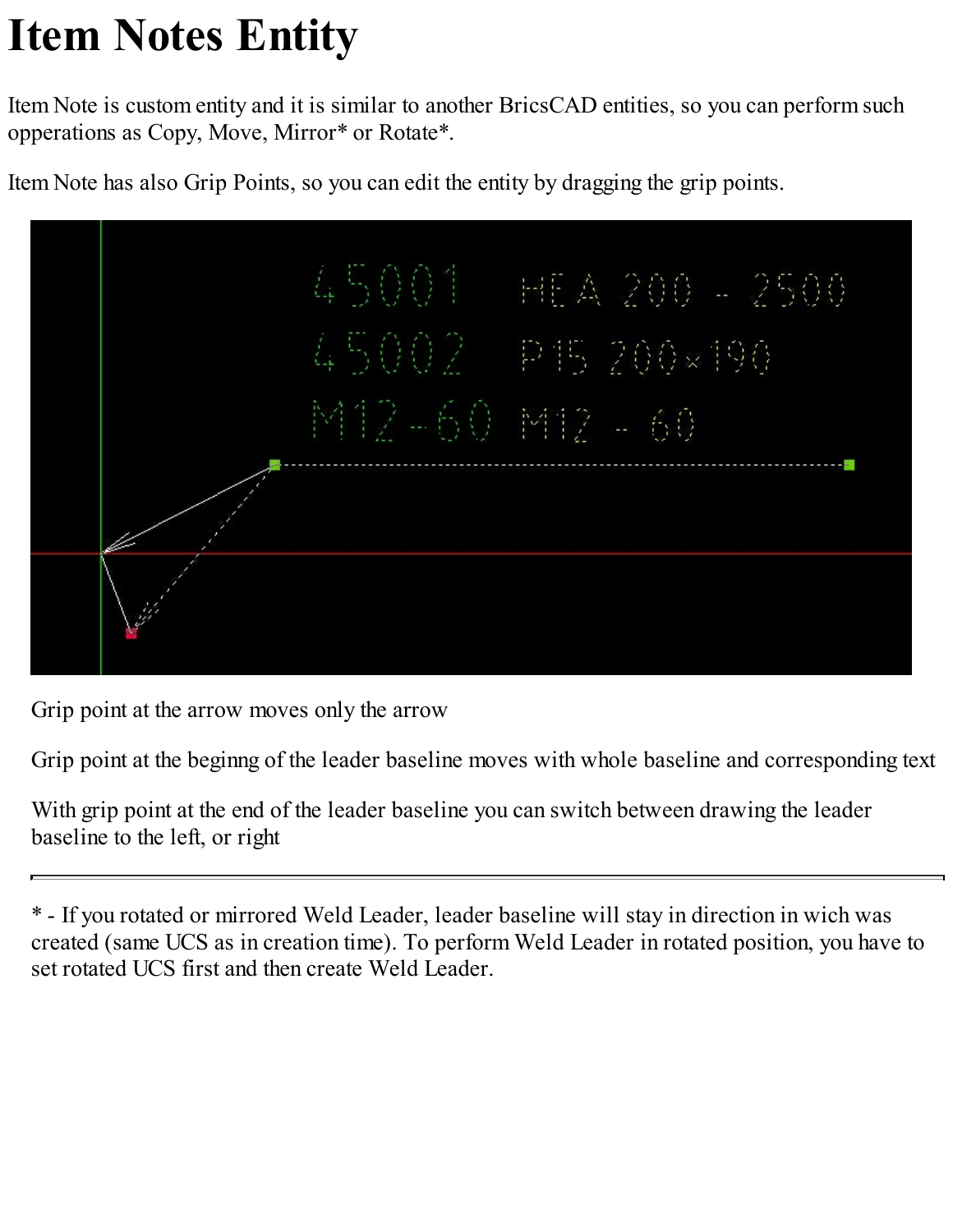# Item Notes Entity

Item Note is custom entity and it is similar to another BricsCAD entities, so you can perform such opperations as Copy, Move, Mirror* or Rotate*.

Item Note has also Grip Points, so you can edit the entity by dragging the grip points.

Grip point at the arrow moves only the arrow

Grip point at the beginng of the leader baseline moves with whole baseline and corresponding text

With grip point at the end of the leader baseline you can switch between drawing the leader baseline to the left, or right

---

* - If you rotated or mirrored Weld Leader, leader baseline will stay in direction in wich was created (same UCS as in creation time). To perform Weld Leader in rotated position, you have to set rotated UCS first and then create Weld Leader.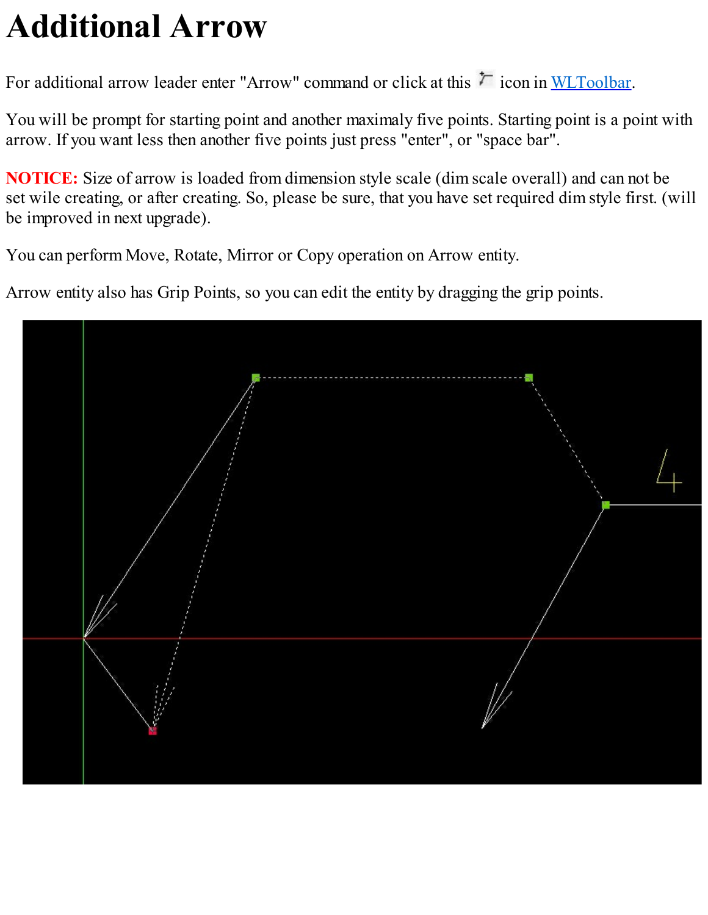# Additional Arrow

For additional arrow leader enter "Arrow" command or click at this icon in WLToolbar.

You will be prompt for starting point and another maximaly five points. Starting point is a point with arrow. If you want less then another five points just press "enter", or "space bar".

**NOTICE:** Size of arrow is loaded from dimension style scale (dim scale overall) and can not be set wile creating, or after creating. So, please be sure, that you have set required dim style first. (will be improved in next upgrade).

You can perform Move, Rotate, Mirror or Copy operation on Arrow entity.

Arrow entity also has Grip Points, so you can edit the entity by dragging the grip points.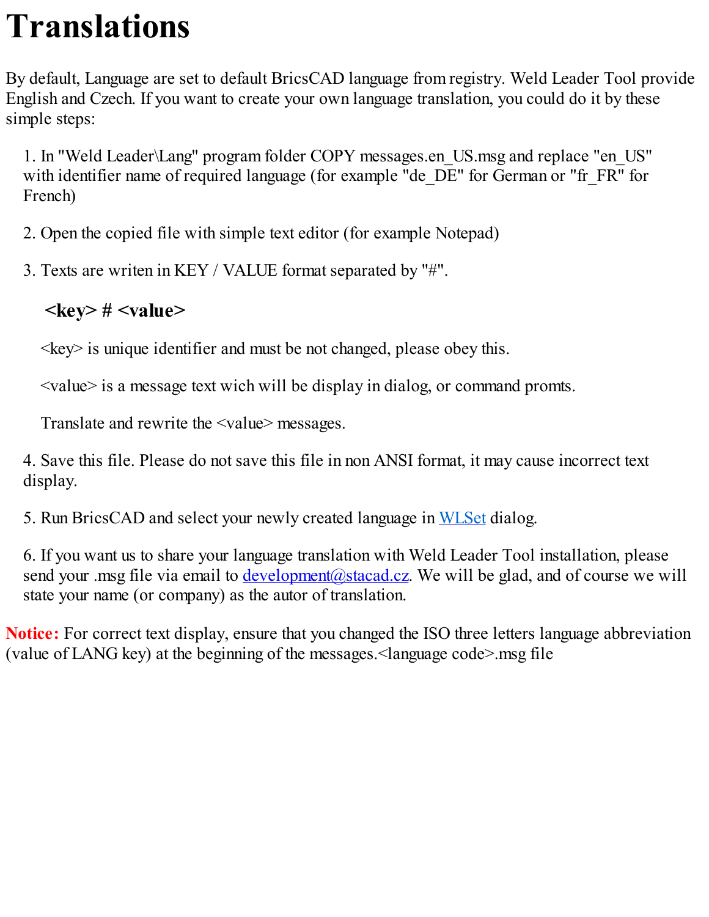# Translations

By default, Language are set to default BricsCAD language from registry. Weld Leader Tool provide English and Czech. If you want to create your own language translation, you could do it by these simple steps:

1. In "Weld Leader\Lang" program folder COPY messages.en_US.msg and replace "en_US" with identifier name of required language (for example "de_DE" for German or "fr_FR" for French)

2. Open the copied file with simple text editor (for example Notepad)

3. Texts are writen in KEY / VALUE format separated by "#".

   **<key> # <value>**

   <key> is unique identifier and must be not changed, please obey this.

   <value> is a message text wich will be display in dialog, or command promts.

   Translate and rewrite the <value> messages.

4. Save this file. Please do not save this file in non ANSI format, it may cause incorrect text display.

5. Run BricsCAD and select your newly created language in WLSet dialog.

6. If you want us to share your language translation with Weld Leader Tool installation, please send your .msg file via email to development@stacad.cz. We will be glad, and of course we will state your name (or company) as the autor of translation.

**Notice:** For correct text display, ensure that you changed the ISO three letters language abbreviation (value of LANG key) at the beginning of the messages.<language code>.msg file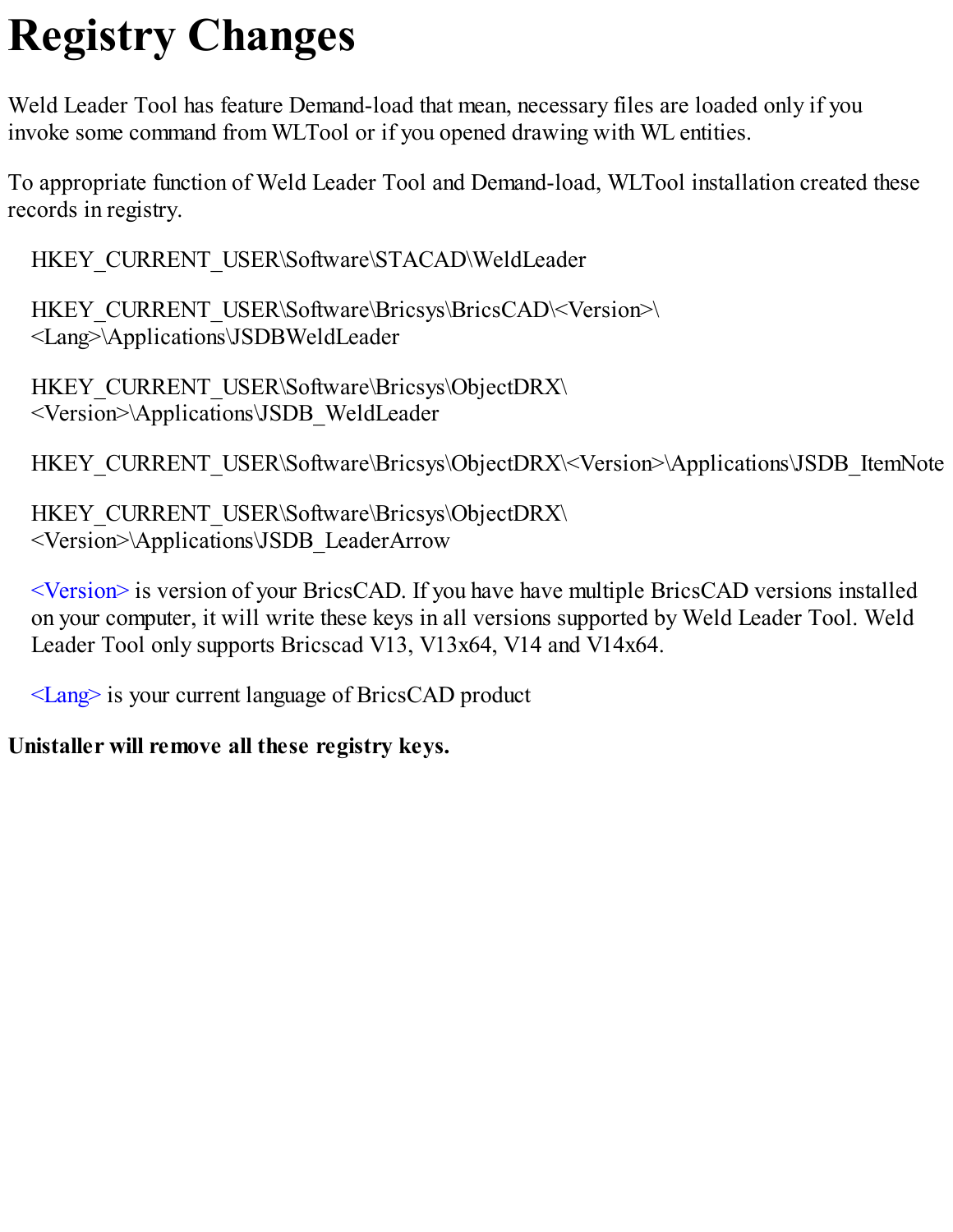# Registry Changes

Weld Leader Tool has feature Demand-load that mean, necessary files are loaded only if you invoke some command from WLTool or if you opened drawing with WL entities.

To appropriate function of Weld Leader Tool and Demand-load, WLTool installation created these records in registry.

HKEY_CURRENT_USER\Software\STACAD\WeldLeader

HKEY_CURRENT_USER\Software\Bricsys\BricsCAD\<Version>\<Lang>\Applications\JSDBWeldLeader

HKEY_CURRENT_USER\Software\Bricsys\ObjectDRX\<Version>\Applications\JSDB_WeldLeader

HKEY_CURRENT_USER\Software\Bricsys\ObjectDRX\<Version>\Applications\JSDB_ItemNote

HKEY_CURRENT_USER\Software\Bricsys\ObjectDRX\<Version>\Applications\JSDB_LeaderArrow

<Version> is version of your BricsCAD. If you have have multiple BricsCAD versions installed on your computer, it will write these keys in all versions supported by Weld Leader Tool. Weld Leader Tool only supports Bricscad V13, V13x64, V14 and V14x64.

<Lang> is your current language of BricsCAD product

**Unistaller will remove all these registry keys.**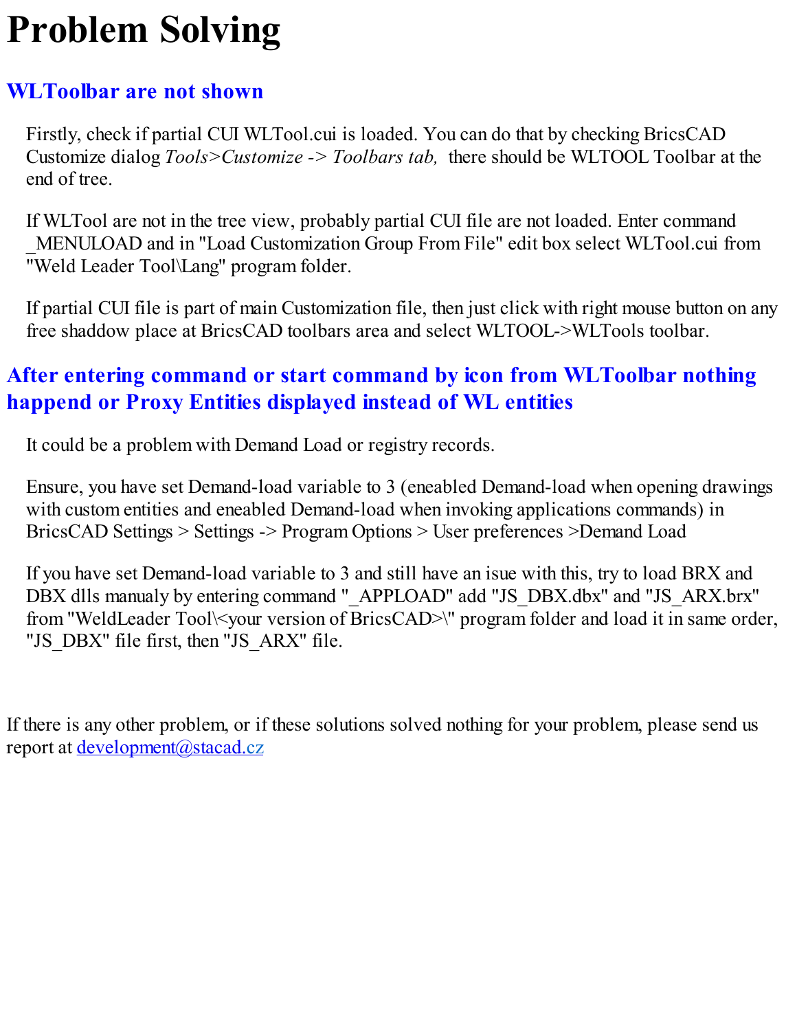# Problem Solving

## WLToolbar are not shown

Firstly, check if partial CUI WLTool.cui is loaded. You can do that by checking BricsCAD Customize dialog *Tools>Customize -> Toolbars tab,* there should be WLTOOL Toolbar at the end of tree.

If WLTool are not in the tree view, probably partial CUI file are not loaded. Enter command _MENULOAD and in "Load Customization Group From File" edit box select WLTool.cui from "Weld Leader Tool\Lang" program folder.

If partial CUI file is part of main Customization file, then just click with right mouse button on any free shaddow place at BricsCAD toolbars area and select WLTOOL->WLTools toolbar.

## After entering command or start command by icon from WLToolbar nothing happend or Proxy Entities displayed instead of WL entities

It could be a problem with Demand Load or registry records.

Ensure, you have set Demand-load variable to 3 (eneabled Demand-load when opening drawings with custom entities and eneabled Demand-load when invoking applications commands) in BricsCAD Settings > Settings -> Program Options > User preferences >Demand Load

If you have set Demand-load variable to 3 and still have an isue with this, try to load BRX and DBX dlls manualy by entering command "_APPLOAD" add "JS_DBX.dbx" and "JS_ARX.brx" from "WeldLeader Tool\<your version of BricsCAD>\" program folder and load it in same order, "JS_DBX" file first, then "JS_ARX" file.

If there is any other problem, or if these solutions solved nothing for your problem, please send us report at development@stacad.cz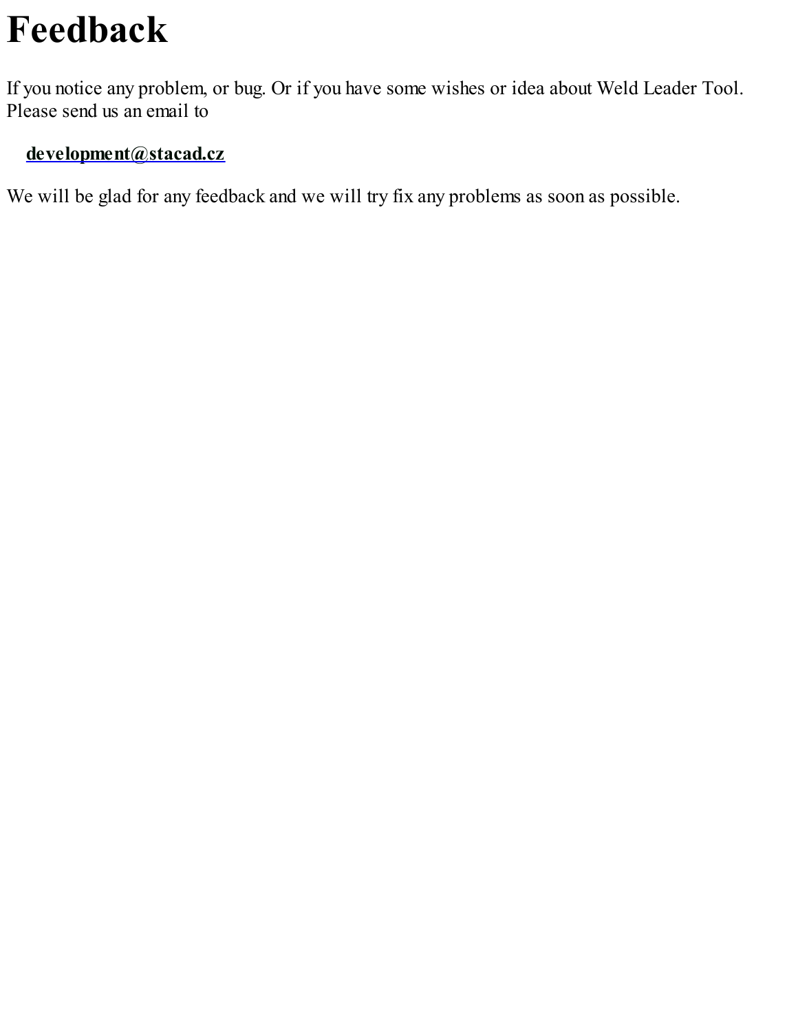# Feedback

If you notice any problem, or bug. Or if you have some wishes or idea about Weld Leader Tool. Please send us an email to

**[development@stacad.cz](mailto:development@stacad.cz)**

We will be glad for any feedback and we will try fix any problems as soon as possible.